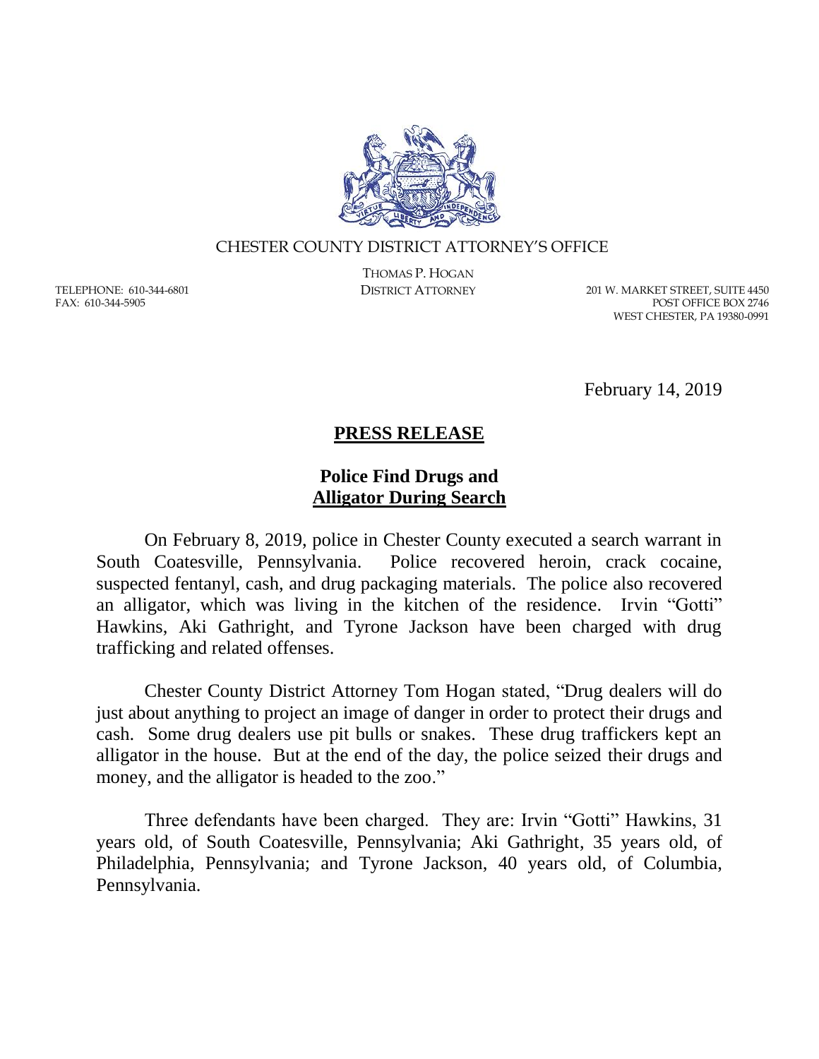CHESTER COUNTY DISTRICT ATTORNEY'S OFFICE

THOMAS P. HOGAN
DISTRICT ATTORNEY

TELEPHONE: 610-344-6801
FAX: 610-344-5905

201 W. MARKET STREET, SUITE 4450
POST OFFICE BOX 2746
WEST CHESTER, PA 19380-0991

February 14, 2019

## **PRESS RELEASE**

### **Police Find Drugs and Alligator During Search**

On February 8, 2019, police in Chester County executed a search warrant in South Coatesville, Pennsylvania. Police recovered heroin, crack cocaine, suspected fentanyl, cash, and drug packaging materials. The police also recovered an alligator, which was living in the kitchen of the residence. Irvin "Gotti" Hawkins, Aki Gathright, and Tyrone Jackson have been charged with drug trafficking and related offenses.

Chester County District Attorney Tom Hogan stated, "Drug dealers will do just about anything to project an image of danger in order to protect their drugs and cash. Some drug dealers use pit bulls or snakes. These drug traffickers kept an alligator in the house. But at the end of the day, the police seized their drugs and money, and the alligator is headed to the zoo."

Three defendants have been charged. They are: Irvin "Gotti" Hawkins, 31 years old, of South Coatesville, Pennsylvania; Aki Gathright, 35 years old, of Philadelphia, Pennsylvania; and Tyrone Jackson, 40 years old, of Columbia, Pennsylvania.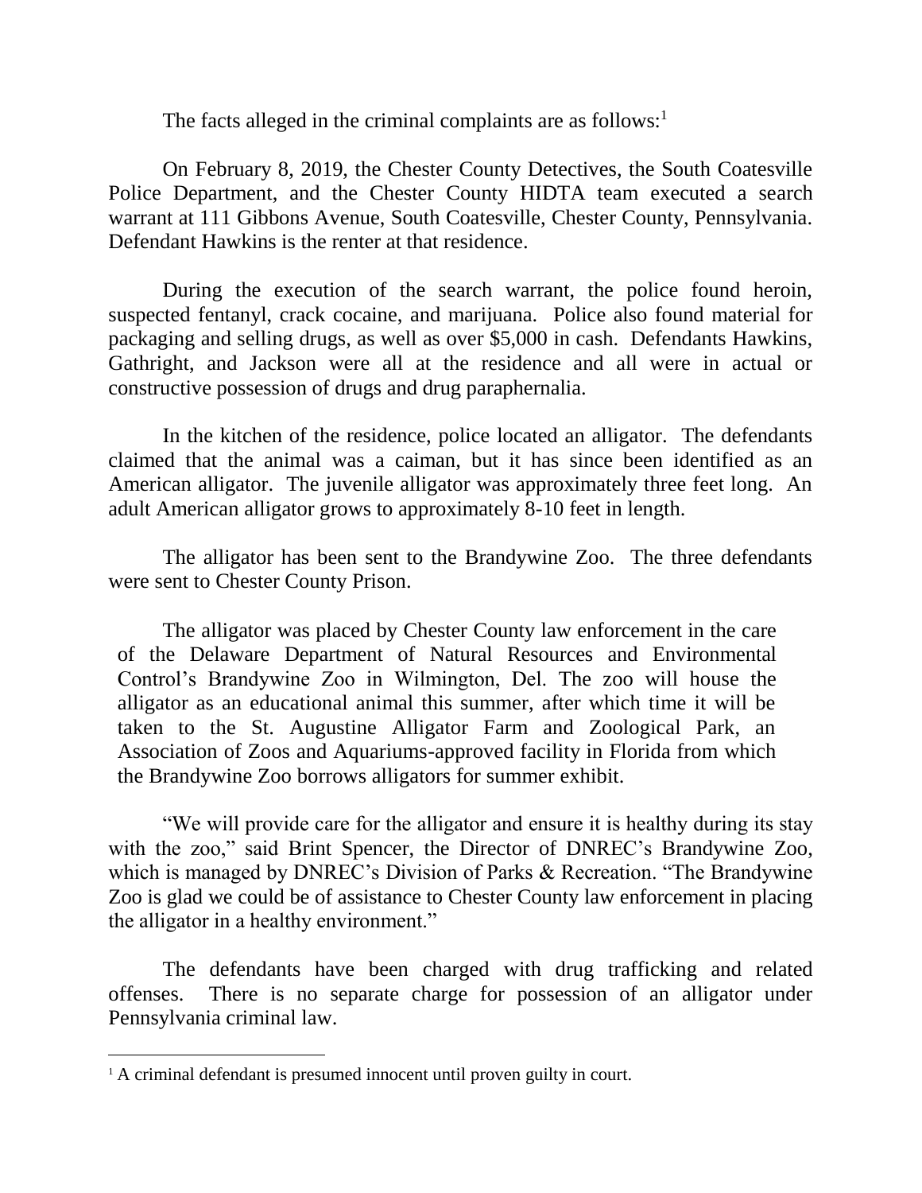The facts alleged in the criminal complaints are as follows:[1]

On February 8, 2019, the Chester County Detectives, the South Coatesville Police Department, and the Chester County HIDTA team executed a search warrant at 111 Gibbons Avenue, South Coatesville, Chester County, Pennsylvania. Defendant Hawkins is the renter at that residence.

During the execution of the search warrant, the police found heroin, suspected fentanyl, crack cocaine, and marijuana. Police also found material for packaging and selling drugs, as well as over $5,000 in cash. Defendants Hawkins, Gathright, and Jackson were all at the residence and all were in actual or constructive possession of drugs and drug paraphernalia.

In the kitchen of the residence, police located an alligator. The defendants claimed that the animal was a caiman, but it has since been identified as an American alligator. The juvenile alligator was approximately three feet long. An adult American alligator grows to approximately 8-10 feet in length.

The alligator has been sent to the Brandywine Zoo. The three defendants were sent to Chester County Prison.

> The alligator was placed by Chester County law enforcement in the care of the Delaware Department of Natural Resources and Environmental Control's Brandywine Zoo in Wilmington, Del. The zoo will house the alligator as an educational animal this summer, after which time it will be taken to the St. Augustine Alligator Farm and Zoological Park, an Association of Zoos and Aquariums-approved facility in Florida from which the Brandywine Zoo borrows alligators for summer exhibit.

"We will provide care for the alligator and ensure it is healthy during its stay with the zoo," said Brint Spencer, the Director of DNREC's Brandywine Zoo, which is managed by DNREC's Division of Parks & Recreation. "The Brandywine Zoo is glad we could be of assistance to Chester County law enforcement in placing the alligator in a healthy environment."

The defendants have been charged with drug trafficking and related offenses. There is no separate charge for possession of an alligator under Pennsylvania criminal law.

---

[1] A criminal defendant is presumed innocent until proven guilty in court.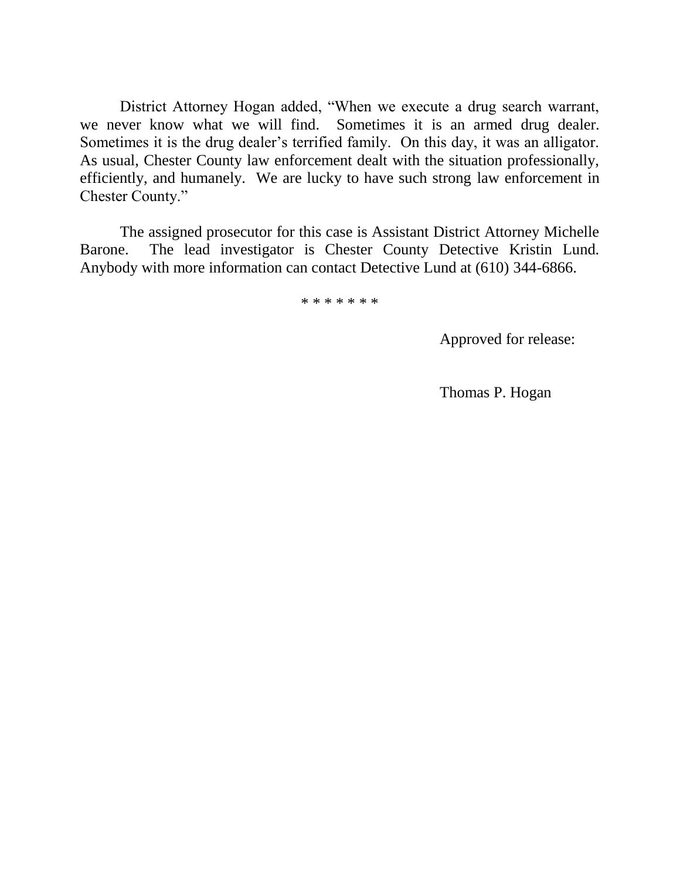District Attorney Hogan added, "When we execute a drug search warrant, we never know what we will find. Sometimes it is an armed drug dealer. Sometimes it is the drug dealer's terrified family. On this day, it was an alligator. As usual, Chester County law enforcement dealt with the situation professionally, efficiently, and humanely. We are lucky to have such strong law enforcement in Chester County."

The assigned prosecutor for this case is Assistant District Attorney Michelle Barone. The lead investigator is Chester County Detective Kristin Lund. Anybody with more information can contact Detective Lund at (610) 344-6866.

\* \* \* \* \* \* \*

Approved for release:

Thomas P. Hogan